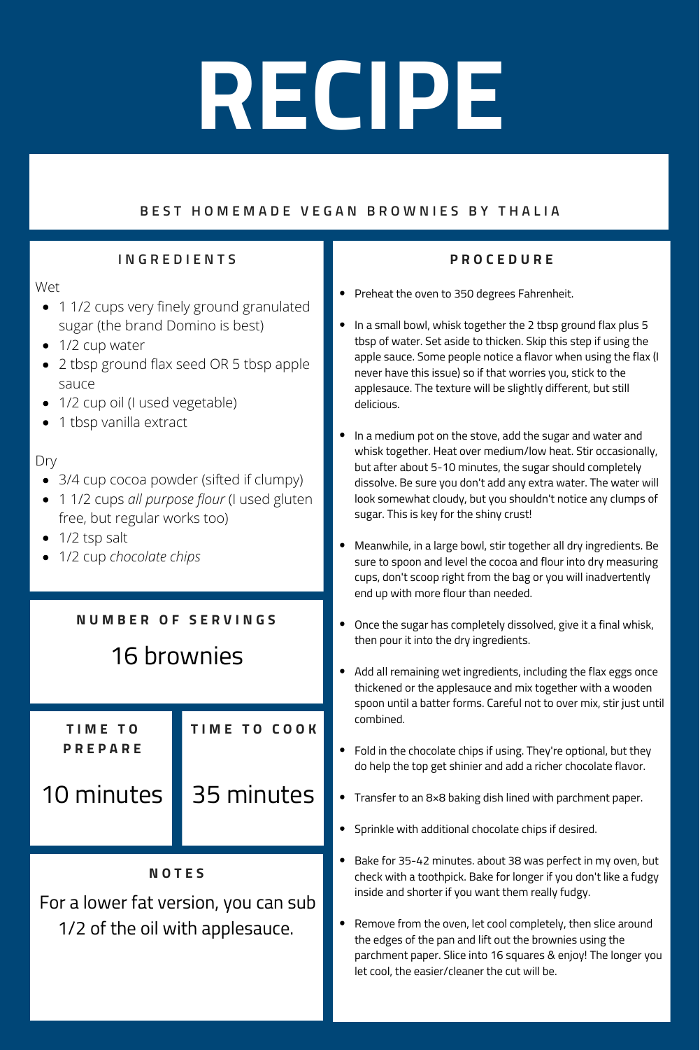# RECIPE

## BEST HOMEMADE VEGAN BROWNIES BY THALIA

### INGREDIENTS

Wet

- 1 1/2 cups very finely ground granulated sugar (the brand Domino is best)
- 1/2 cup water
- 2 tbsp ground flax seed OR 5 tbsp apple sauce
- 1/2 cup oil (I used vegetable)
- 1 tbsp vanilla extract

Dry

- 3/4 cup cocoa powder (sifted if clumpy)
- 1 1/2 cups *all purpose flour* (I used gluten free, but regular works too)
- 1/2 tsp salt
- 1/2 cup *chocolate chips*

### NUMBER OF SERVINGS

16 brownies

### TIME TO PREPARE

10 minutes

### TIME TO COOK

35 minutes

### NOTES

For a lower fat version, you can sub 1/2 of the oil with applesauce.

### PROCEDURE

- Preheat the oven to 350 degrees Fahrenheit.
- In a small bowl, whisk together the 2 tbsp ground flax plus 5 tbsp of water. Set aside to thicken. Skip this step if using the apple sauce. Some people notice a flavor when using the flax (I never have this issue) so if that worries you, stick to the applesauce. The texture will be slightly different, but still delicious.
- In a medium pot on the stove, add the sugar and water and whisk together. Heat over medium/low heat. Stir occasionally, but after about 5-10 minutes, the sugar should completely dissolve. Be sure you don't add any extra water. The water will look somewhat cloudy, but you shouldn't notice any clumps of sugar. This is key for the shiny crust!
- Meanwhile, in a large bowl, stir together all dry ingredients. Be sure to spoon and level the cocoa and flour into dry measuring cups, don't scoop right from the bag or you will inadvertently end up with more flour than needed.
- Once the sugar has completely dissolved, give it a final whisk, then pour it into the dry ingredients.
- Add all remaining wet ingredients, including the flax eggs once thickened or the applesauce and mix together with a wooden spoon until a batter forms. Careful not to over mix, stir just until combined.
- Fold in the chocolate chips if using. They're optional, but they do help the top get shinier and add a richer chocolate flavor.
- Transfer to an 8×8 baking dish lined with parchment paper.
- Sprinkle with additional chocolate chips if desired.
- Bake for 35-42 minutes. about 38 was perfect in my oven, but check with a toothpick. Bake for longer if you don't like a fudgy inside and shorter if you want them really fudgy.
- Remove from the oven, let cool completely, then slice around the edges of the pan and lift out the brownies using the parchment paper. Slice into 16 squares & enjoy! The longer you let cool, the easier/cleaner the cut will be.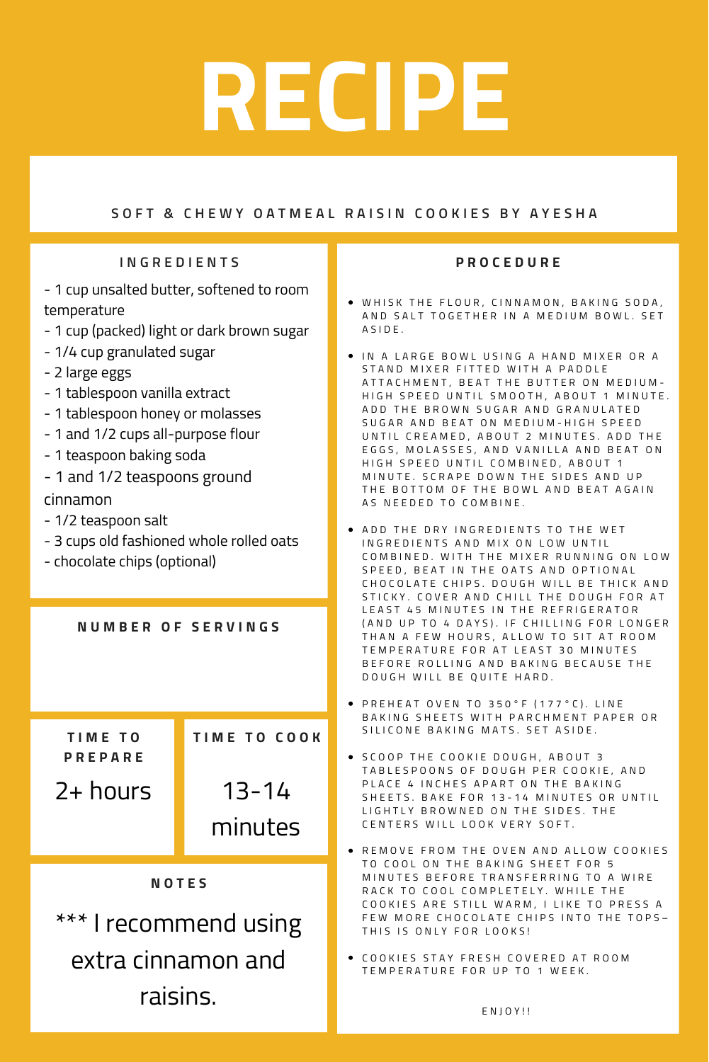# RECIPE

SOFT & CHEWY OATMEAL RAISIN COOKIES BY AYESHA

## INGREDIENTS

- 1 cup unsalted butter, softened to room temperature
- 1 cup (packed) light or dark brown sugar
- 1/4 cup granulated sugar
- 2 large eggs
- 1 tablespoon vanilla extract
- 1 tablespoon honey or molasses
- 1 and 1/2 cups all-purpose flour
- 1 teaspoon baking soda
- 1 and 1/2 teaspoons ground cinnamon
- 1/2 teaspoon salt
- 3 cups old fashioned whole rolled oats
- chocolate chips (optional)

## NUMBER OF SERVINGS

## TIME TO PREPARE

2+ hours

## TIME TO COOK

13-14 minutes

## NOTES

*** I recommend using extra cinnamon and raisins.

## PROCEDURE

- WHISK THE FLOUR, CINNAMON, BAKING SODA, AND SALT TOGETHER IN A MEDIUM BOWL. SET ASIDE.
- IN A LARGE BOWL USING A HAND MIXER OR A STAND MIXER FITTED WITH A PADDLE ATTACHMENT, BEAT THE BUTTER ON MEDIUM-HIGH SPEED UNTIL SMOOTH, ABOUT 1 MINUTE. ADD THE BROWN SUGAR AND GRANULATED SUGAR AND BEAT ON MEDIUM-HIGH SPEED UNTIL CREAMED, ABOUT 2 MINUTES. ADD THE EGGS, MOLASSES, AND VANILLA AND BEAT ON HIGH SPEED UNTIL COMBINED, ABOUT 1 MINUTE. SCRAPE DOWN THE SIDES AND UP THE BOTTOM OF THE BOWL AND BEAT AGAIN AS NEEDED TO COMBINE.
- ADD THE DRY INGREDIENTS TO THE WET INGREDIENTS AND MIX ON LOW UNTIL COMBINED. WITH THE MIXER RUNNING ON LOW SPEED, BEAT IN THE OATS AND OPTIONAL CHOCOLATE CHIPS. DOUGH WILL BE THICK AND STICKY. COVER AND CHILL THE DOUGH FOR AT LEAST 45 MINUTES IN THE REFRIGERATOR (AND UP TO 4 DAYS). IF CHILLING FOR LONGER THAN A FEW HOURS, ALLOW TO SIT AT ROOM TEMPERATURE FOR AT LEAST 30 MINUTES BEFORE ROLLING AND BAKING BECAUSE THE DOUGH WILL BE QUITE HARD.
- PREHEAT OVEN TO 350°F (177°C). LINE BAKING SHEETS WITH PARCHMENT PAPER OR SILICONE BAKING MATS. SET ASIDE.
- SCOOP THE COOKIE DOUGH, ABOUT 3 TABLESPOONS OF DOUGH PER COOKIE, AND PLACE 4 INCHES APART ON THE BAKING SHEETS. BAKE FOR 13-14 MINUTES OR UNTIL LIGHTLY BROWNED ON THE SIDES. THE CENTERS WILL LOOK VERY SOFT.
- REMOVE FROM THE OVEN AND ALLOW COOKIES TO COOL ON THE BAKING SHEET FOR 5 MINUTES BEFORE TRANSFERRING TO A WIRE RACK TO COOL COMPLETELY. WHILE THE COOKIES ARE STILL WARM, I LIKE TO PRESS A FEW MORE CHOCOLATE CHIPS INTO THE TOPS–THIS IS ONLY FOR LOOKS!
- COOKIES STAY FRESH COVERED AT ROOM TEMPERATURE FOR UP TO 1 WEEK.

ENJOY!!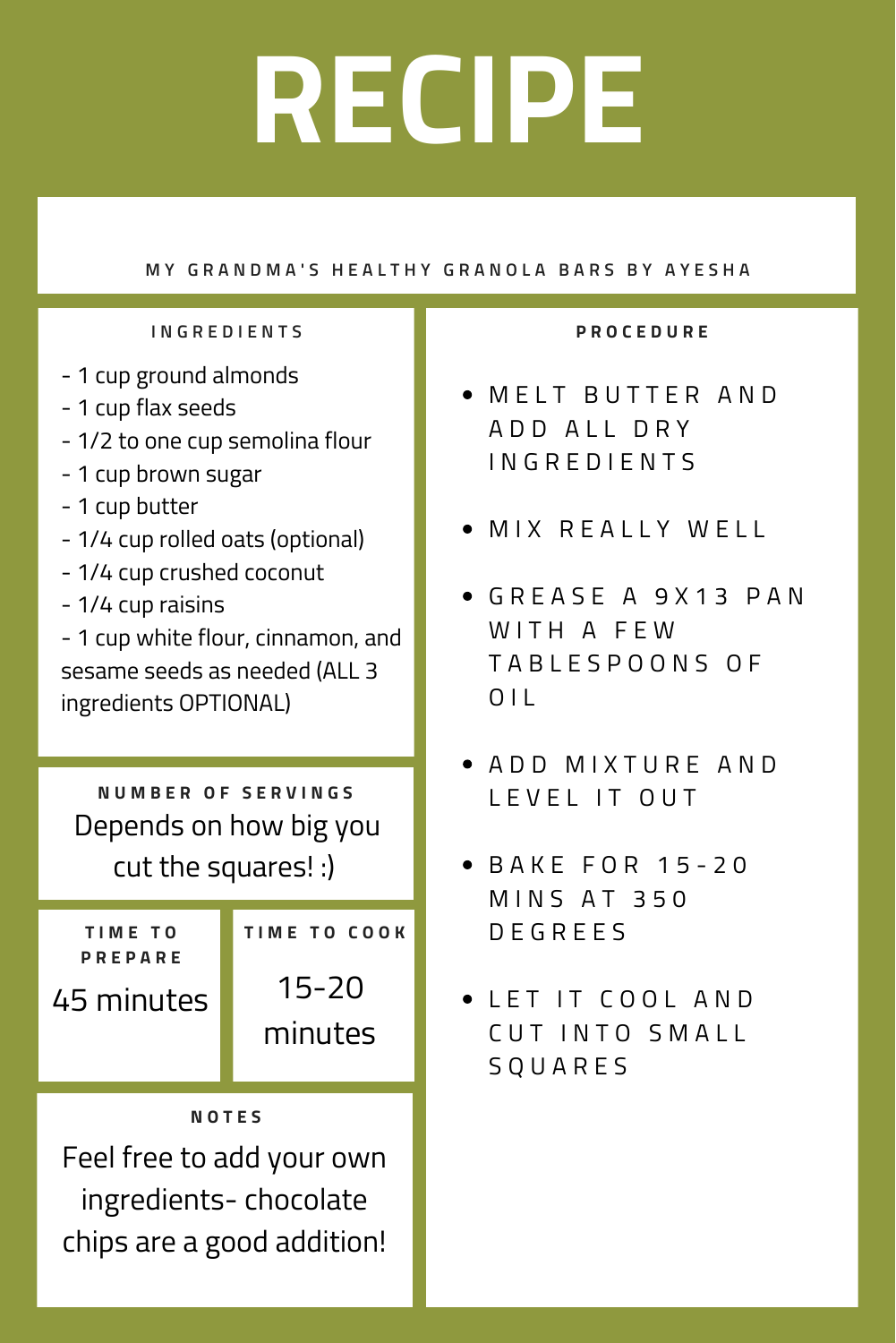# RECIPE

## MY GRANDMA'S HEALTHY GRANOLA BARS BY AYESHA

### INGREDIENTS

- 1 cup ground almonds
- 1 cup flax seeds
- 1/2 to one cup semolina flour
- 1 cup brown sugar
- 1 cup butter
- 1/4 cup rolled oats (optional)
- 1/4 cup crushed coconut
- 1/4 cup raisins
- 1 cup white flour, cinnamon, and sesame seeds as needed (ALL 3 ingredients OPTIONAL)

### NUMBER OF SERVINGS

Depends on how big you cut the squares! :)

### TIME TO PREPARE

45 minutes

### TIME TO COOK

15-20 minutes

### NOTES

Feel free to add your own ingredients- chocolate chips are a good addition!

### PROCEDURE

- MELT BUTTER AND ADD ALL DRY INGREDIENTS
- MIX REALLY WELL
- GREASE A 9X13 PAN WITH A FEW TABLESPOONS OF OIL
- ADD MIXTURE AND LEVEL IT OUT
- BAKE FOR 15-20 MINS AT 350 DEGREES
- LET IT COOL AND CUT INTO SMALL SQUARES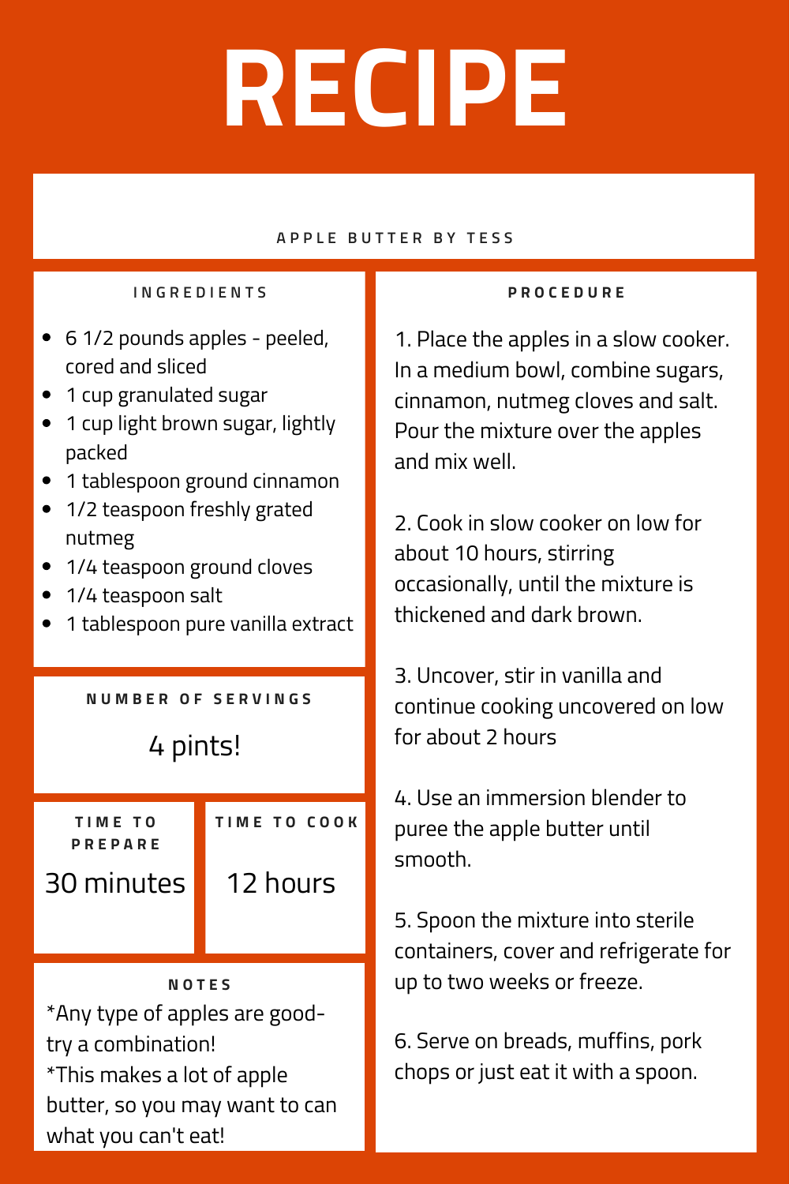# RECIPE

## APPLE BUTTER BY TESS

### INGREDIENTS

- 6 1/2 pounds apples - peeled, cored and sliced
- 1 cup granulated sugar
- 1 cup light brown sugar, lightly packed
- 1 tablespoon ground cinnamon
- 1/2 teaspoon freshly grated nutmeg
- 1/4 teaspoon ground cloves
- 1/4 teaspoon salt
- 1 tablespoon pure vanilla extract

### NUMBER OF SERVINGS

4 pints!

### TIME TO PREPARE

30 minutes

### TIME TO COOK

12 hours

### NOTES

*Any type of apples are good- try a combination!
*This makes a lot of apple butter, so you may want to can what you can't eat!

### PROCEDURE

1. Place the apples in a slow cooker. In a medium bowl, combine sugars, cinnamon, nutmeg cloves and salt. Pour the mixture over the apples and mix well.

2. Cook in slow cooker on low for about 10 hours, stirring occasionally, until the mixture is thickened and dark brown.

3. Uncover, stir in vanilla and continue cooking uncovered on low for about 2 hours

4. Use an immersion blender to puree the apple butter until smooth.

5. Spoon the mixture into sterile containers, cover and refrigerate for up to two weeks or freeze.

6. Serve on breads, muffins, pork chops or just eat it with a spoon.